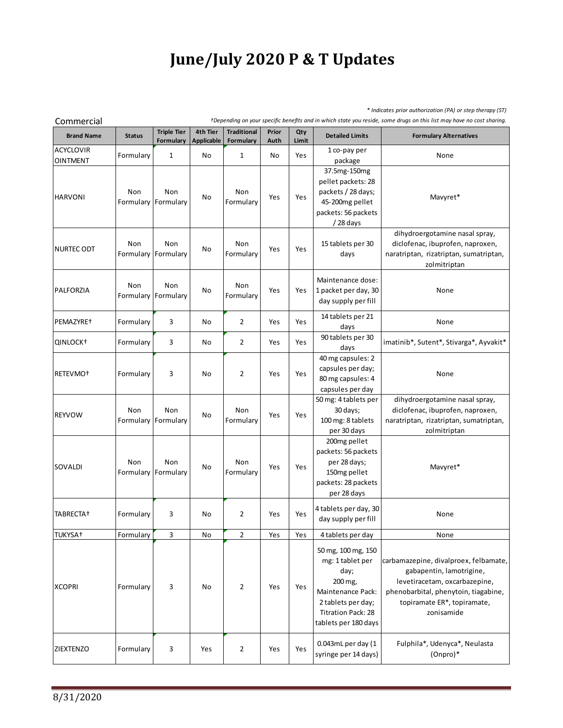# June/July 2020 P & T Updates

*\* Indicates prior authorization (PA) or step therapy (ST)*

*†Depending on your specific benefits and in which state you reside, some drugs on this list may have no cost sharing.*

Commercial

| Brand Name | Status | Triple Tier Formulary | 4th Tier Applicable | Traditional Formulary | Prior Auth | Qty Limit | Detailed Limits | Formulary Alternatives |
|---|---|---|---|---|---|---|---|---|
| ACYCLOVIR OINTMENT | Formulary | 1 | No | 1 | No | Yes | 1 co-pay per package | None |
| HARVONI | Non Formulary | Non Formulary | No | Non Formulary | Yes | Yes | 37.5mg-150mg pellet packets: 28 packets / 28 days; 45-200mg pellet packets: 56 packets / 28 days | Mavyret* |
| NURTEC ODT | Non Formulary | Non Formulary | No | Non Formulary | Yes | Yes | 15 tablets per 30 days | dihydroergotamine nasal spray, diclofenac, ibuprofen, naproxen, naratriptan, rizatriptan, sumatriptan, zolmitriptan |
| PALFORZIA | Non Formulary | Non Formulary | No | Non Formulary | Yes | Yes | Maintenance dose: 1 packet per day, 30 day supply per fill | None |
| PEMAZYRE† | Formulary | 3 | No | 2 | Yes | Yes | 14 tablets per 21 days | None |
| QINLOCK† | Formulary | 3 | No | 2 | Yes | Yes | 90 tablets per 30 days | imatinib*, Sutent*, Stivarga*, Ayvakit* |
| RETEVMO† | Formulary | 3 | No | 2 | Yes | Yes | 40 mg capsules: 2 capsules per day; 80 mg capsules: 4 capsules per day | None |
| REYVOW | Non Formulary | Non Formulary | No | Non Formulary | Yes | Yes | 50 mg: 4 tablets per 30 days; 100 mg: 8 tablets per 30 days | dihydroergotamine nasal spray, diclofenac, ibuprofen, naproxen, naratriptan, rizatriptan, sumatriptan, zolmitriptan |
| SOVALDI | Non Formulary | Non Formulary | No | Non Formulary | Yes | Yes | 200mg pellet packets: 56 packets per 28 days; 150mg pellet packets: 28 packets per 28 days | Mavyret* |
| TABRECTA† | Formulary | 3 | No | 2 | Yes | Yes | 4 tablets per day, 30 day supply per fill | None |
| TUKYSA† | Formulary | 3 | No | 2 | Yes | Yes | 4 tablets per day | None |
| XCOPRI | Formulary | 3 | No | 2 | Yes | Yes | 50 mg, 100 mg, 150 mg: 1 tablet per day; 200 mg, Maintenance Pack: 2 tablets per day; Titration Pack: 28 tablets per 180 days | carbamazepine, divalproex, felbamate, gabapentin, lamotrigine, levetiracetam, oxcarbazepine, phenobarbital, phenytoin, tiagabine, topiramate ER*, topiramate, zonisamide |
| ZIEXTENZO | Formulary | 3 | Yes | 2 | Yes | Yes | 0.043mL per day (1 syringe per 14 days) | Fulphila*, Udenyca*, Neulasta (Onpro)* |

8/31/2020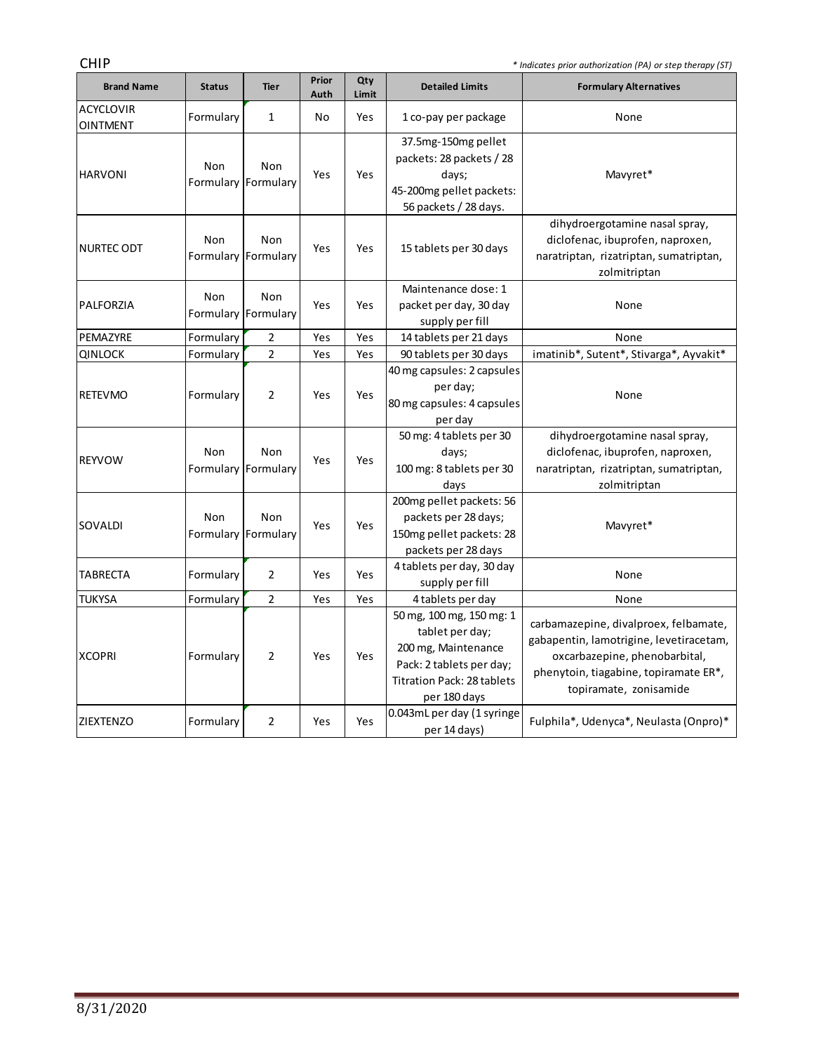CHIP

*\* Indicates prior authorization (PA) or step therapy (ST)*

| Brand Name | Status | Tier | Prior Auth | Qty Limit | Detailed Limits | Formulary Alternatives |
|---|---|---|---|---|---|---|
| ACYCLOVIR OINTMENT | Formulary | 1 | No | Yes | 1 co-pay per package | None |
| HARVONI | Non Formulary | Non Formulary | Yes | Yes | 37.5mg-150mg pellet packets: 28 packets / 28 days; 45-200mg pellet packets: 56 packets / 28 days. | Mavyret* |
| NURTEC ODT | Non Formulary | Non Formulary | Yes | Yes | 15 tablets per 30 days | dihydroergotamine nasal spray, diclofenac, ibuprofen, naproxen, naratriptan, rizatriptan, sumatriptan, zolmitriptan |
| PALFORZIA | Non Formulary | Non Formulary | Yes | Yes | Maintenance dose: 1 packet per day, 30 day supply per fill | None |
| PEMAZYRE | Formulary | 2 | Yes | Yes | 14 tablets per 21 days | None |
| QINLOCK | Formulary | 2 | Yes | Yes | 90 tablets per 30 days | imatinib*, Sutent*, Stivarga*, Ayvakit* |
| RETEVMO | Formulary | 2 | Yes | Yes | 40 mg capsules: 2 capsules per day; 80 mg capsules: 4 capsules per day | None |
| REYVOW | Non Formulary | Non Formulary | Yes | Yes | 50 mg: 4 tablets per 30 days; 100 mg: 8 tablets per 30 days | dihydroergotamine nasal spray, diclofenac, ibuprofen, naproxen, naratriptan, rizatriptan, sumatriptan, zolmitriptan |
| SOVALDI | Non Formulary | Non Formulary | Yes | Yes | 200mg pellet packets: 56 packets per 28 days; 150mg pellet packets: 28 packets per 28 days | Mavyret* |
| TABRECTA | Formulary | 2 | Yes | Yes | 4 tablets per day, 30 day supply per fill | None |
| TUKYSA | Formulary | 2 | Yes | Yes | 4 tablets per day | None |
| XCOPRI | Formulary | 2 | Yes | Yes | 50 mg, 100 mg, 150 mg: 1 tablet per day; 200 mg, Maintenance Pack: 2 tablets per day; Titration Pack: 28 tablets per 180 days | carbamazepine, divalproex, felbamate, gabapentin, lamotrigine, levetiracetam, oxcarbazepine, phenobarbital, phenytoin, tiagabine, topiramate ER*, topiramate, zonisamide |
| ZIEXTENZO | Formulary | 2 | Yes | Yes | 0.043mL per day (1 syringe per 14 days) | Fulphila*, Udenyca*, Neulasta (Onpro)* |

8/31/2020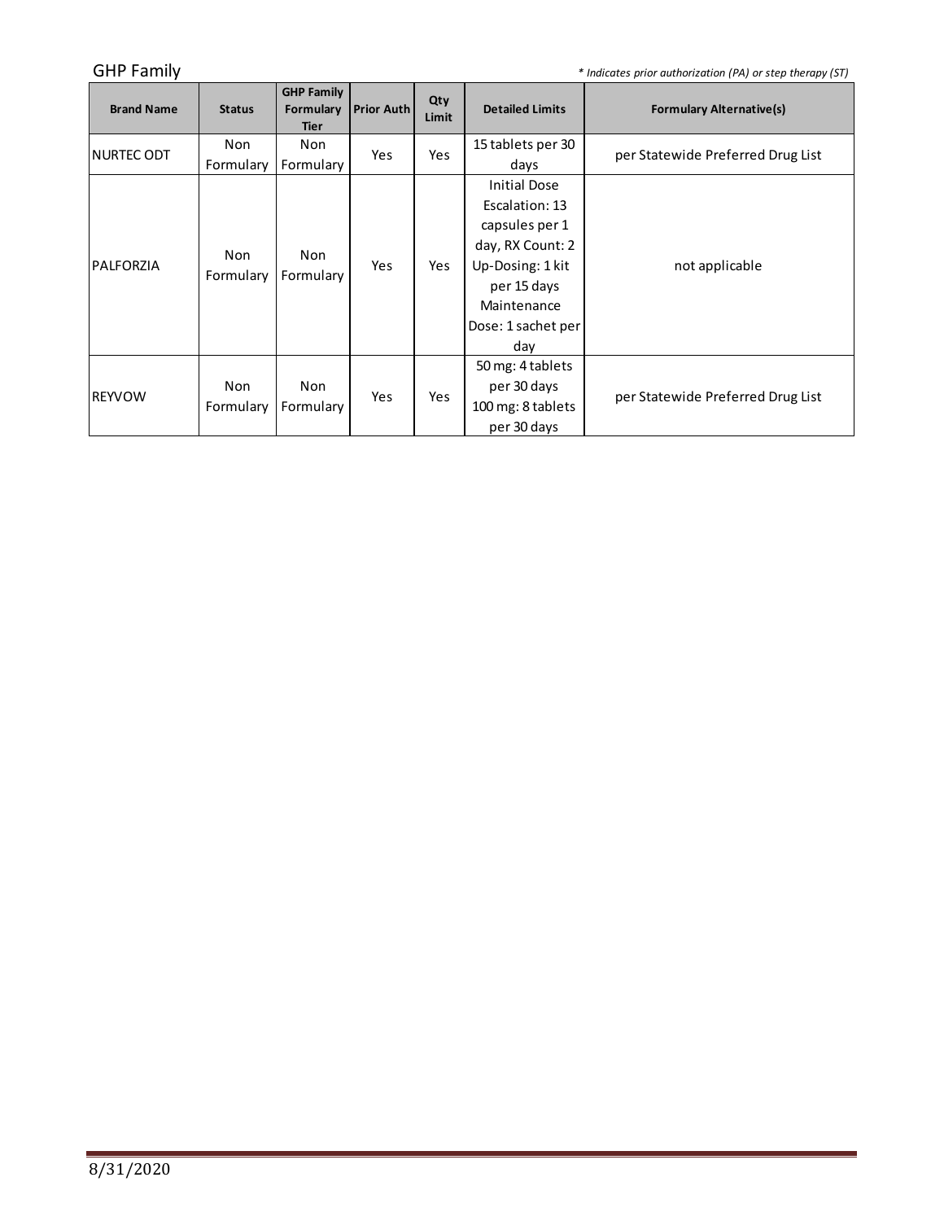GHP Family

*\* Indicates prior authorization (PA) or step therapy (ST)*

| Brand Name | Status | GHP Family Formulary Tier | Prior Auth | Qty Limit | Detailed Limits | Formulary Alternative(s) |
|---|---|---|---|---|---|---|
| NURTEC ODT | Non Formulary | Non Formulary | Yes | Yes | 15 tablets per 30 days | per Statewide Preferred Drug List |
| PALFORZIA | Non Formulary | Non Formulary | Yes | Yes | Initial Dose Escalation: 13 capsules per 1 day, RX Count: 2 Up-Dosing: 1 kit per 15 days Maintenance Dose: 1 sachet per day | not applicable |
| REYVOW | Non Formulary | Non Formulary | Yes | Yes | 50 mg: 4 tablets per 30 days 100 mg: 8 tablets per 30 days | per Statewide Preferred Drug List |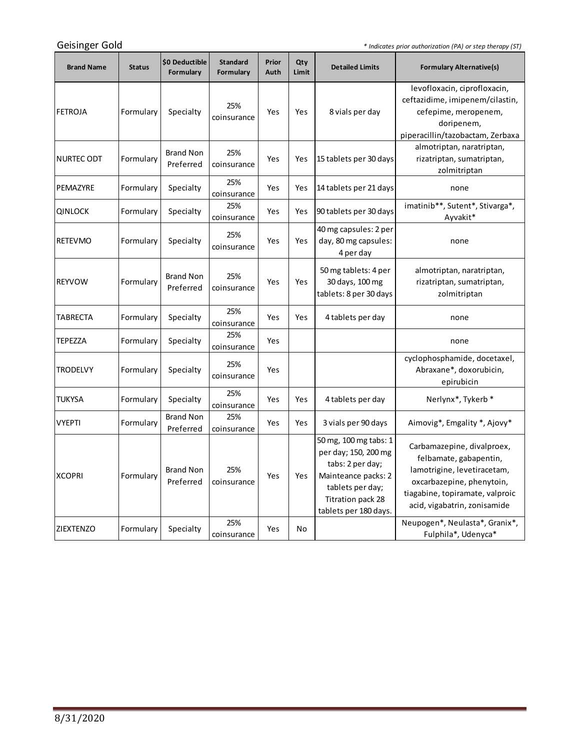Geisinger Gold

*\* Indicates prior authorization (PA) or step therapy (ST)*

| Brand Name | Status | $0 Deductible Formulary | Standard Formulary | Prior Auth | Qty Limit | Detailed Limits | Formulary Alternative(s) |
|---|---|---|---|---|---|---|---|
| FETROJA | Formulary | Specialty | 25% coinsurance | Yes | Yes | 8 vials per day | levofloxacin, ciprofloxacin, ceftazidime, imipenem/cilastin, cefepime, meropenem, doripenem, piperacillin/tazobactam, Zerbaxa |
| NURTEC ODT | Formulary | Brand Non Preferred | 25% coinsurance | Yes | Yes | 15 tablets per 30 days | almotriptan, naratriptan, rizatriptan, sumatriptan, zolmitriptan |
| PEMAZYRE | Formulary | Specialty | 25% coinsurance | Yes | Yes | 14 tablets per 21 days | none |
| QINLOCK | Formulary | Specialty | 25% coinsurance | Yes | Yes | 90 tablets per 30 days | imatinib**, Sutent*, Stivarga*, Ayvakit* |
| RETEVMO | Formulary | Specialty | 25% coinsurance | Yes | Yes | 40 mg capsules: 2 per day, 80 mg capsules: 4 per day | none |
| REYVOW | Formulary | Brand Non Preferred | 25% coinsurance | Yes | Yes | 50 mg tablets: 4 per 30 days, 100 mg tablets: 8 per 30 days | almotriptan, naratriptan, rizatriptan, sumatriptan, zolmitriptan |
| TABRECTA | Formulary | Specialty | 25% coinsurance | Yes | Yes | 4 tablets per day | none |
| TEPEZZA | Formulary | Specialty | 25% coinsurance | Yes | | | none |
| TRODELVY | Formulary | Specialty | 25% coinsurance | Yes | | | cyclophosphamide, docetaxel, Abraxane*, doxorubicin, epirubicin |
| TUKYSA | Formulary | Specialty | 25% coinsurance | Yes | Yes | 4 tablets per day | Nerlynx*, Tykerb * |
| VYEPTI | Formulary | Brand Non Preferred | 25% coinsurance | Yes | Yes | 3 vials per 90 days | Aimovig*, Emgality *, Ajovy* |
| XCOPRI | Formulary | Brand Non Preferred | 25% coinsurance | Yes | Yes | 50 mg, 100 mg tabs: 1 per day; 150, 200 mg tabs: 2 per day; Mainteance packs: 2 tablets per day; Titration pack 28 tablets per 180 days. | Carbamazepine, divalproex, felbamate, gabapentin, lamotrigine, levetiracetam, oxcarbazepine, phenytoin, tiagabine, topiramate, valproic acid, vigabatrin, zonisamide |
| ZIEXTENZO | Formulary | Specialty | 25% coinsurance | Yes | No | | Neupogen*, Neulasta*, Granix*, Fulphila*, Udenyca* |

8/31/2020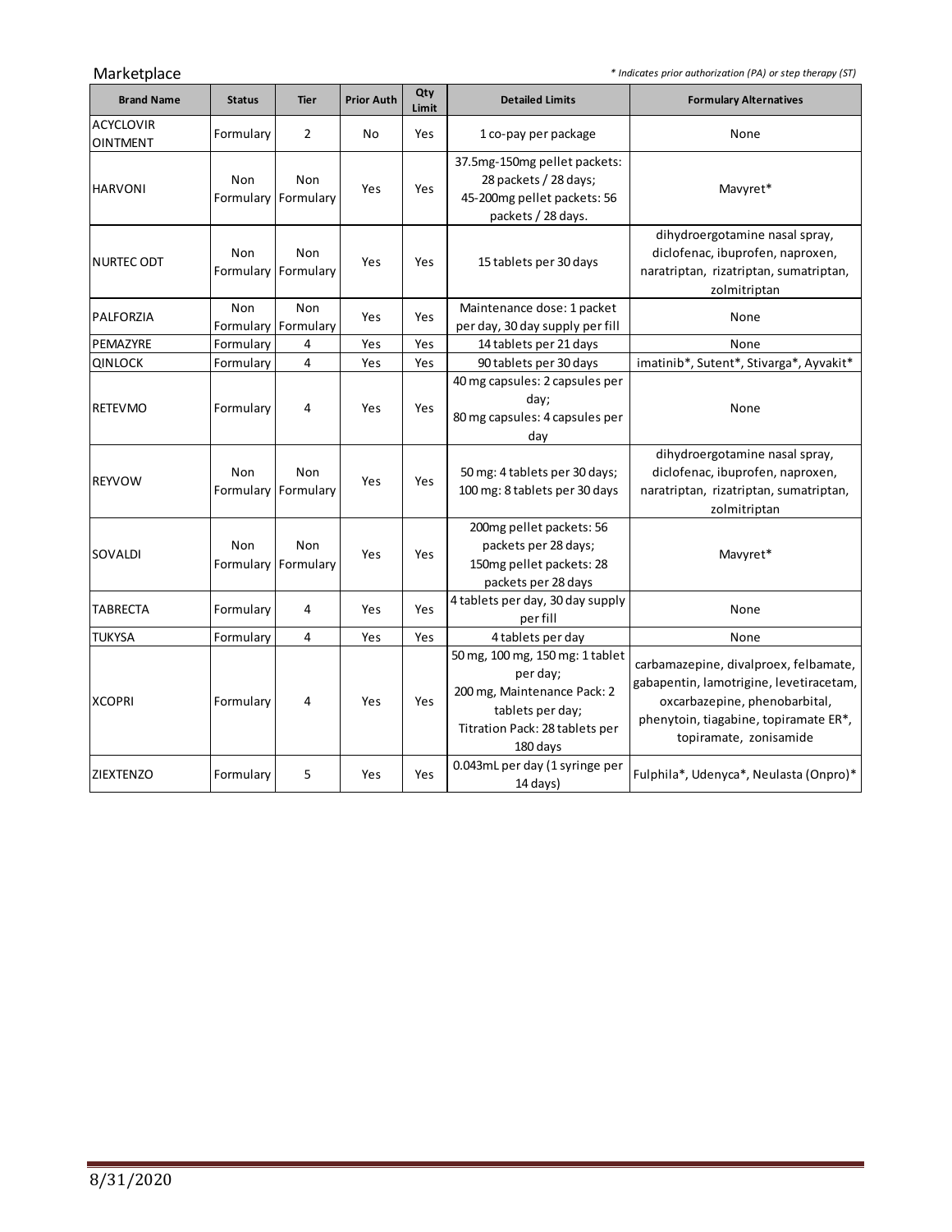Marketplace

*\* Indicates prior authorization (PA) or step therapy (ST)*

| Brand Name | Status | Tier | Prior Auth | Qty Limit | Detailed Limits | Formulary Alternatives |
|---|---|---|---|---|---|---|
| ACYCLOVIR OINTMENT | Formulary | 2 | No | Yes | 1 co-pay per package | None |
| HARVONI | Non Formulary | Non Formulary | Yes | Yes | 37.5mg-150mg pellet packets: 28 packets / 28 days; 45-200mg pellet packets: 56 packets / 28 days. | Mavyret* |
| NURTEC ODT | Non Formulary | Non Formulary | Yes | Yes | 15 tablets per 30 days | dihydroergotamine nasal spray, diclofenac, ibuprofen, naproxen, naratriptan, rizatriptan, sumatriptan, zolmitriptan |
| PALFORZIA | Non Formulary | Non Formulary | Yes | Yes | Maintenance dose: 1 packet per day, 30 day supply per fill | None |
| PEMAZYRE | Formulary | 4 | Yes | Yes | 14 tablets per 21 days | None |
| QINLOCK | Formulary | 4 | Yes | Yes | 90 tablets per 30 days | imatinib*, Sutent*, Stivarga*, Ayvakit* |
| RETEVMO | Formulary | 4 | Yes | Yes | 40 mg capsules: 2 capsules per day; 80 mg capsules: 4 capsules per day | None |
| REYVOW | Non Formulary | Non Formulary | Yes | Yes | 50 mg: 4 tablets per 30 days; 100 mg: 8 tablets per 30 days | dihydroergotamine nasal spray, diclofenac, ibuprofen, naproxen, naratriptan, rizatriptan, sumatriptan, zolmitriptan |
| SOVALDI | Non Formulary | Non Formulary | Yes | Yes | 200mg pellet packets: 56 packets per 28 days; 150mg pellet packets: 28 packets per 28 days | Mavyret* |
| TABRECTA | Formulary | 4 | Yes | Yes | 4 tablets per day, 30 day supply per fill | None |
| TUKYSA | Formulary | 4 | Yes | Yes | 4 tablets per day | None |
| XCOPRI | Formulary | 4 | Yes | Yes | 50 mg, 100 mg, 150 mg: 1 tablet per day; 200 mg, Maintenance Pack: 2 tablets per day; Titration Pack: 28 tablets per 180 days | carbamazepine, divalproex, felbamate, gabapentin, lamotrigine, levetiracetam, oxcarbazepine, phenobarbital, phenytoin, tiagabine, topiramate ER*, topiramate, zonisamide |
| ZIEXTENZO | Formulary | 5 | Yes | Yes | 0.043mL per day (1 syringe per 14 days) | Fulphila*, Udenyca*, Neulasta (Onpro)* |

8/31/2020